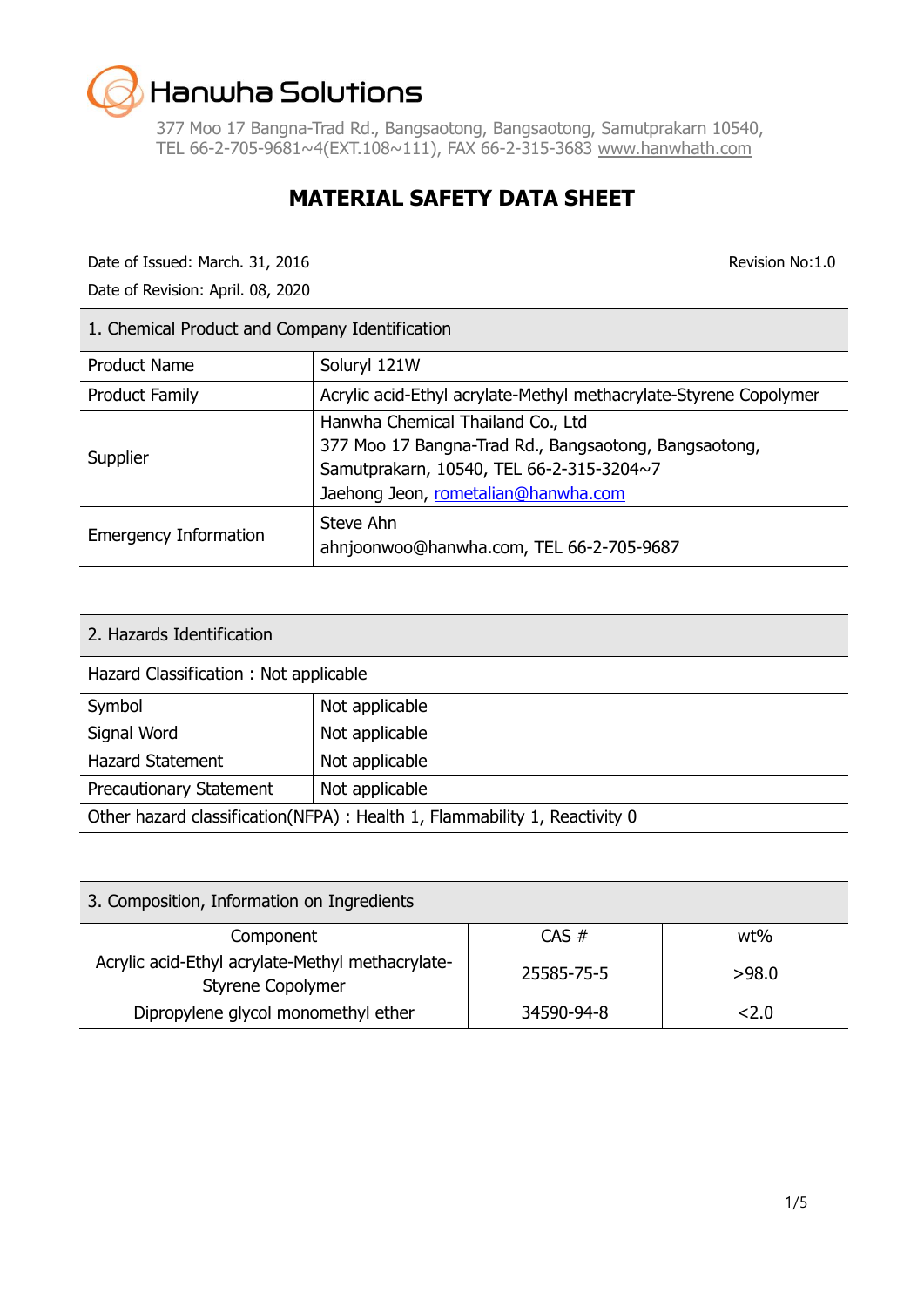Hanwha Solutions

377 Moo 17 Bangna-Trad Rd., Bangsaotong, Bangsaotong, Samutprakarn 10540,
TEL 66-2-705-9681~4(EXT.108~111), FAX 66-2-315-3683 www.hanwhath.com

# MATERIAL SAFETY DATA SHEET

Date of Issued: March. 31, 2016

Revision No:1.0

Date of Revision: April. 08, 2020

## 1. Chemical Product and Company Identification

| | |
|---|---|
| Product Name | Soluryl 121W |
| Product Family | Acrylic acid-Ethyl acrylate-Methyl methacrylate-Styrene Copolymer |
| Supplier | Hanwha Chemical Thailand Co., Ltd<br>377 Moo 17 Bangna-Trad Rd., Bangsaotong, Bangsaotong, Samutprakarn, 10540, TEL 66-2-315-3204~7<br>Jaehong Jeon, rometalian@hanwha.com |
| Emergency Information | Steve Ahn<br>ahnjoonwoo@hanwha.com, TEL 66-2-705-9687 |

## 2. Hazards Identification

Hazard Classification : Not applicable

| | |
|---|---|
| Symbol | Not applicable |
| Signal Word | Not applicable |
| Hazard Statement | Not applicable |
| Precautionary Statement | Not applicable |

Other hazard classification(NFPA) : Health 1, Flammability 1, Reactivity 0

## 3. Composition, Information on Ingredients

| Component | CAS # | wt% |
|---|---|---|
| Acrylic acid-Ethyl acrylate-Methyl methacrylate-Styrene Copolymer | 25585-75-5 | >98.0 |
| Dipropylene glycol monomethyl ether | 34590-94-8 | <2.0 |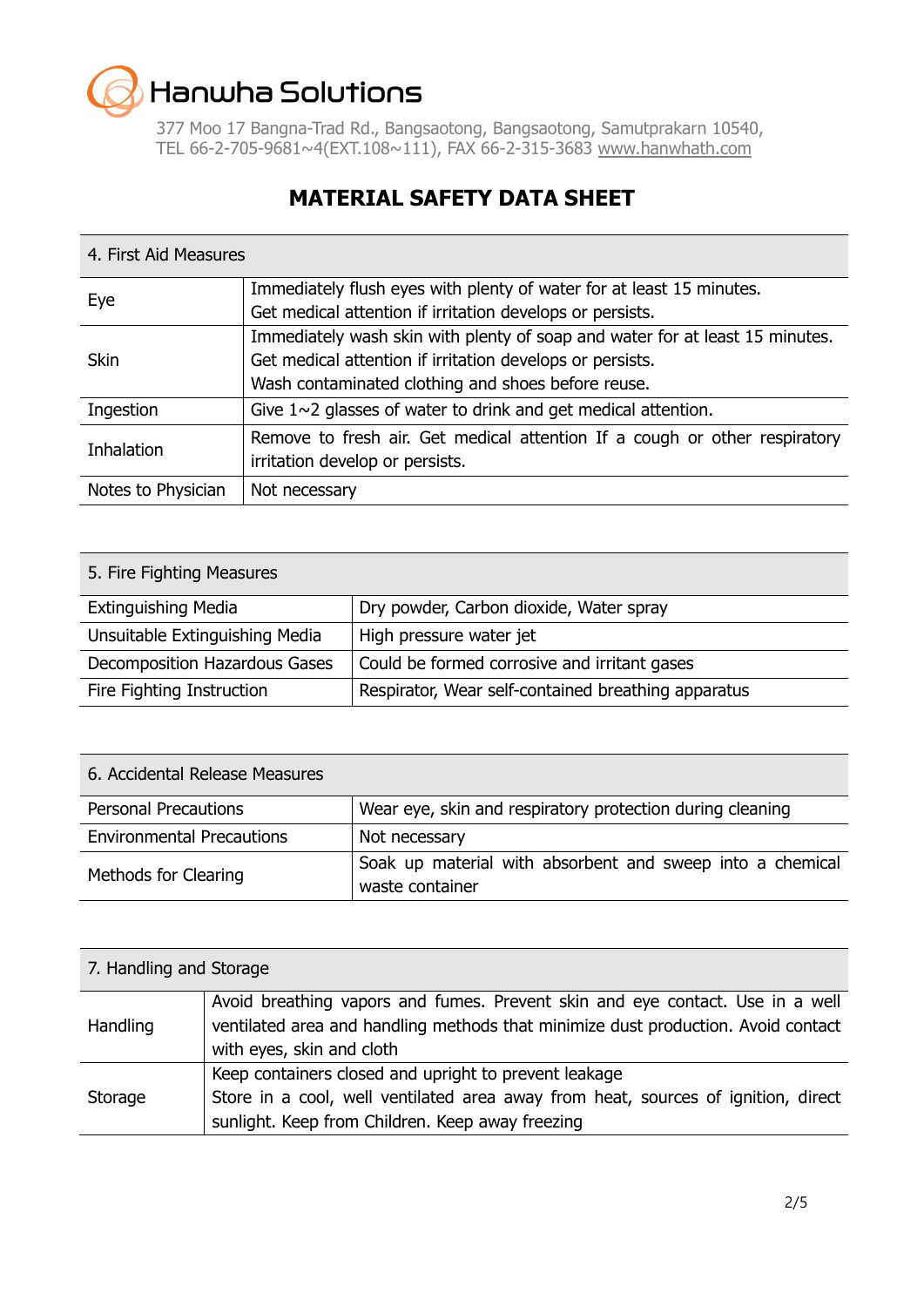Hanwha Solutions

377 Moo 17 Bangna-Trad Rd., Bangsaotong, Bangsaotong, Samutprakarn 10540,
TEL 66-2-705-9681~4(EXT.108~111), FAX 66-2-315-3683 www.hanwhath.com

# MATERIAL SAFETY DATA SHEET

| 4. First Aid Measures | |
|---|---|
| Eye | Immediately flush eyes with plenty of water for at least 15 minutes.<br>Get medical attention if irritation develops or persists. |
| Skin | Immediately wash skin with plenty of soap and water for at least 15 minutes.<br>Get medical attention if irritation develops or persists.<br>Wash contaminated clothing and shoes before reuse. |
| Ingestion | Give 1~2 glasses of water to drink and get medical attention. |
| Inhalation | Remove to fresh air. Get medical attention If a cough or other respiratory irritation develop or persists. |
| Notes to Physician | Not necessary |

| 5. Fire Fighting Measures | |
|---|---|
| Extinguishing Media | Dry powder, Carbon dioxide, Water spray |
| Unsuitable Extinguishing Media | High pressure water jet |
| Decomposition Hazardous Gases | Could be formed corrosive and irritant gases |
| Fire Fighting Instruction | Respirator, Wear self-contained breathing apparatus |

| 6. Accidental Release Measures | |
|---|---|
| Personal Precautions | Wear eye, skin and respiratory protection during cleaning |
| Environmental Precautions | Not necessary |
| Methods for Clearing | Soak up material with absorbent and sweep into a chemical waste container |

| 7. Handling and Storage | |
|---|---|
| Handling | Avoid breathing vapors and fumes. Prevent skin and eye contact. Use in a well ventilated area and handling methods that minimize dust production. Avoid contact with eyes, skin and cloth |
| Storage | Keep containers closed and upright to prevent leakage<br>Store in a cool, well ventilated area away from heat, sources of ignition, direct sunlight. Keep from Children. Keep away freezing |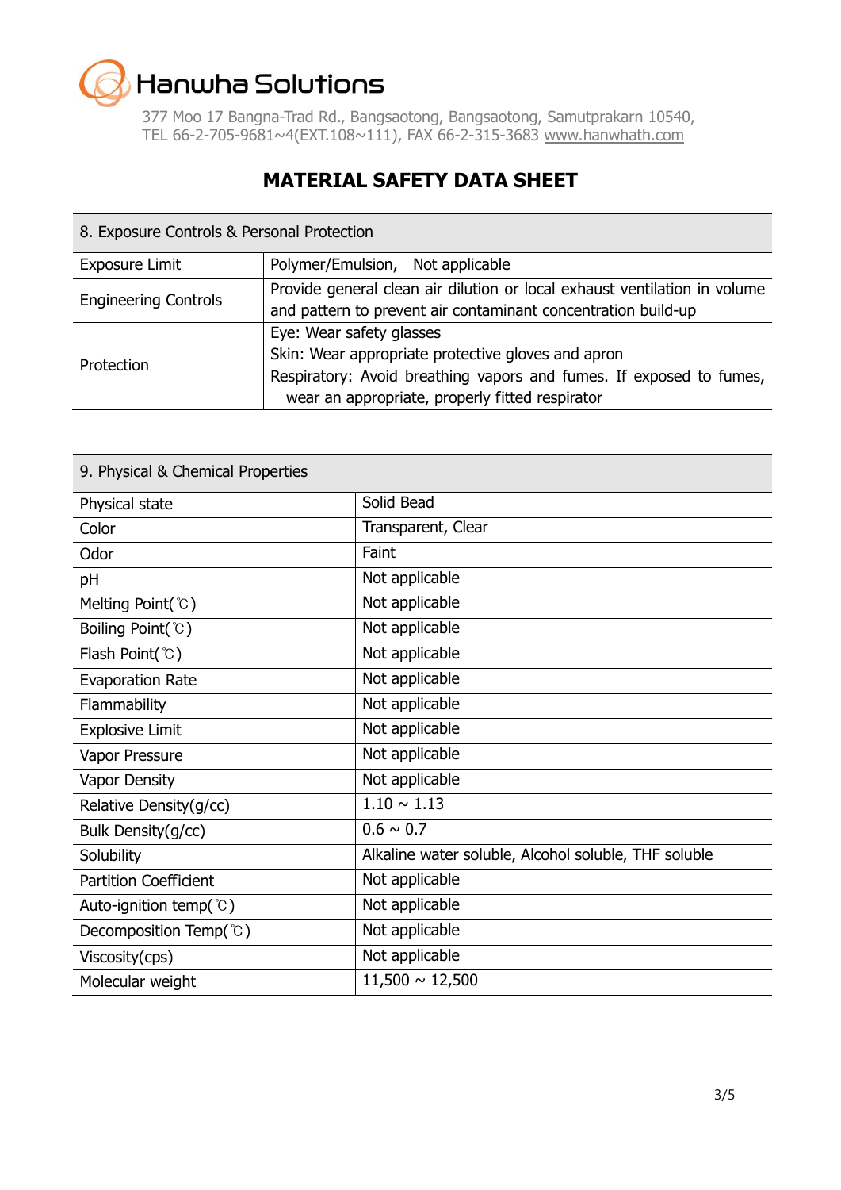Hanwha Solutions

377 Moo 17 Bangna-Trad Rd., Bangsaotong, Bangsaotong, Samutprakarn 10540,
TEL 66-2-705-9681~4(EXT.108~111), FAX 66-2-315-3683 www.hanwhath.com

# MATERIAL SAFETY DATA SHEET

| 8. Exposure Controls & Personal Protection | |
|---|---|
| Exposure Limit | Polymer/Emulsion, Not applicable |
| Engineering Controls | Provide general clean air dilution or local exhaust ventilation in volume and pattern to prevent air contaminant concentration build-up |
| Protection | Eye: Wear safety glasses<br>Skin: Wear appropriate protective gloves and apron<br>Respiratory: Avoid breathing vapors and fumes. If exposed to fumes, wear an appropriate, properly fitted respirator |

| 9. Physical & Chemical Properties | |
|---|---|
| Physical state | Solid Bead |
| Color | Transparent, Clear |
| Odor | Faint |
| pH | Not applicable |
| Melting Point(℃) | Not applicable |
| Boiling Point(℃) | Not applicable |
| Flash Point(℃) | Not applicable |
| Evaporation Rate | Not applicable |
| Flammability | Not applicable |
| Explosive Limit | Not applicable |
| Vapor Pressure | Not applicable |
| Vapor Density | Not applicable |
| Relative Density(g/cc) | 1.10 ~ 1.13 |
| Bulk Density(g/cc) | 0.6 ~ 0.7 |
| Solubility | Alkaline water soluble, Alcohol soluble, THF soluble |
| Partition Coefficient | Not applicable |
| Auto-ignition temp(℃) | Not applicable |
| Decomposition Temp(℃) | Not applicable |
| Viscosity(cps) | Not applicable |
| Molecular weight | 11,500 ~ 12,500 |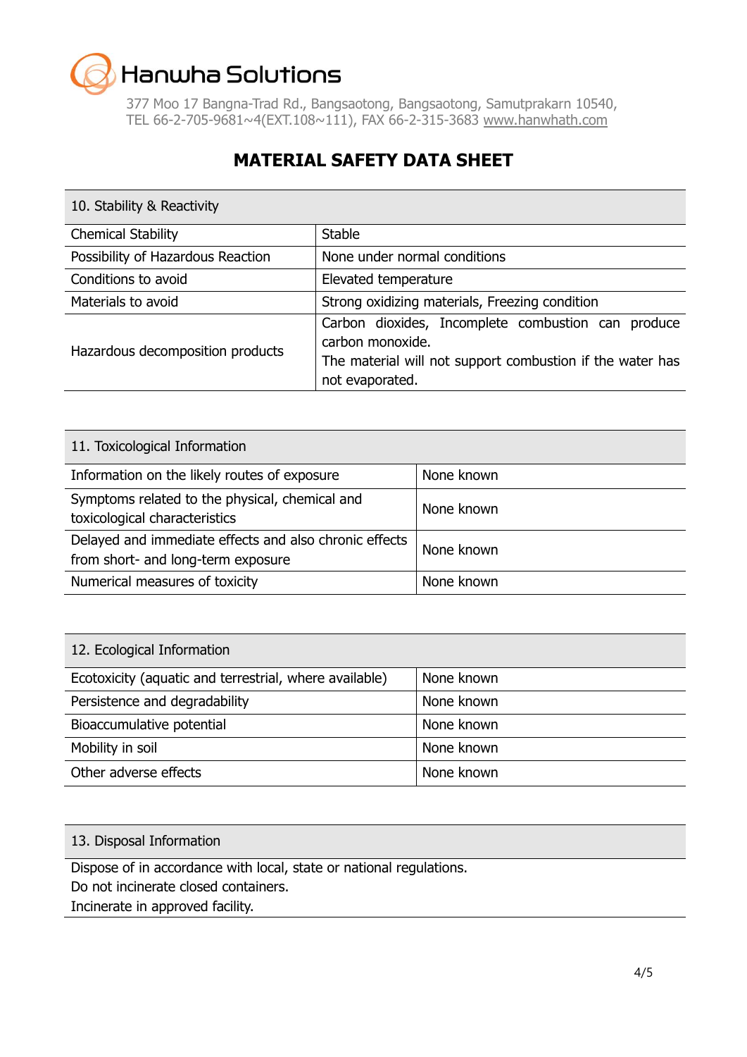# Hanwha Solutions

377 Moo 17 Bangna-Trad Rd., Bangsaotong, Bangsaotong, Samutprakarn 10540,
TEL 66-2-705-9681~4(EXT.108~111), FAX 66-2-315-3683 www.hanwhath.com

## MATERIAL SAFETY DATA SHEET

| 10. Stability & Reactivity | |
|---|---|
| Chemical Stability | Stable |
| Possibility of Hazardous Reaction | None under normal conditions |
| Conditions to avoid | Elevated temperature |
| Materials to avoid | Strong oxidizing materials, Freezing condition |
| Hazardous decomposition products | Carbon dioxides, Incomplete combustion can produce carbon monoxide.<br>The material will not support combustion if the water has not evaporated. |

| 11. Toxicological Information | |
|---|---|
| Information on the likely routes of exposure | None known |
| Symptoms related to the physical, chemical and toxicological characteristics | None known |
| Delayed and immediate effects and also chronic effects from short- and long-term exposure | None known |
| Numerical measures of toxicity | None known |

| 12. Ecological Information | |
|---|---|
| Ecotoxicity (aquatic and terrestrial, where available) | None known |
| Persistence and degradability | None known |
| Bioaccumulative potential | None known |
| Mobility in soil | None known |
| Other adverse effects | None known |

| 13. Disposal Information |
|---|
| Dispose of in accordance with local, state or national regulations.<br>Do not incinerate closed containers.<br>Incinerate in approved facility. |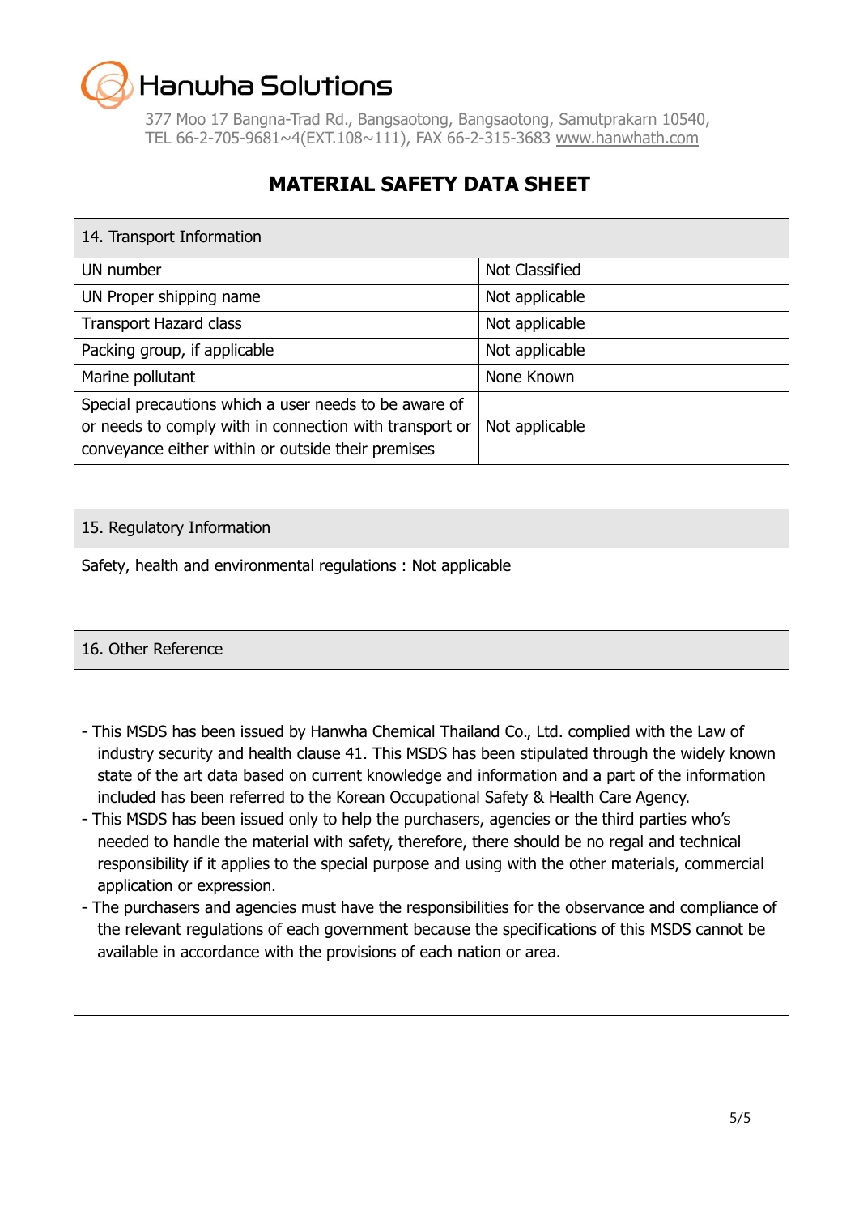Hanwha Solutions

377 Moo 17 Bangna-Trad Rd., Bangsaotong, Bangsaotong, Samutprakarn 10540,
TEL 66-2-705-9681~4(EXT.108~111), FAX 66-2-315-3683 www.hanwhath.com

# MATERIAL SAFETY DATA SHEET

## 14. Transport Information

| | |
|---|---|
| UN number | Not Classified |
| UN Proper shipping name | Not applicable |
| Transport Hazard class | Not applicable |
| Packing group, if applicable | Not applicable |
| Marine pollutant | None Known |
| Special precautions which a user needs to be aware of or needs to comply with in connection with transport or conveyance either within or outside their premises | Not applicable |

## 15. Regulatory Information

Safety, health and environmental regulations : Not applicable

## 16. Other Reference

- This MSDS has been issued by Hanwha Chemical Thailand Co., Ltd. complied with the Law of industry security and health clause 41. This MSDS has been stipulated through the widely known state of the art data based on current knowledge and information and a part of the information included has been referred to the Korean Occupational Safety & Health Care Agency.
- This MSDS has been issued only to help the purchasers, agencies or the third parties who's needed to handle the material with safety, therefore, there should be no regal and technical responsibility if it applies to the special purpose and using with the other materials, commercial application or expression.
- The purchasers and agencies must have the responsibilities for the observance and compliance of the relevant regulations of each government because the specifications of this MSDS cannot be available in accordance with the provisions of each nation or area.